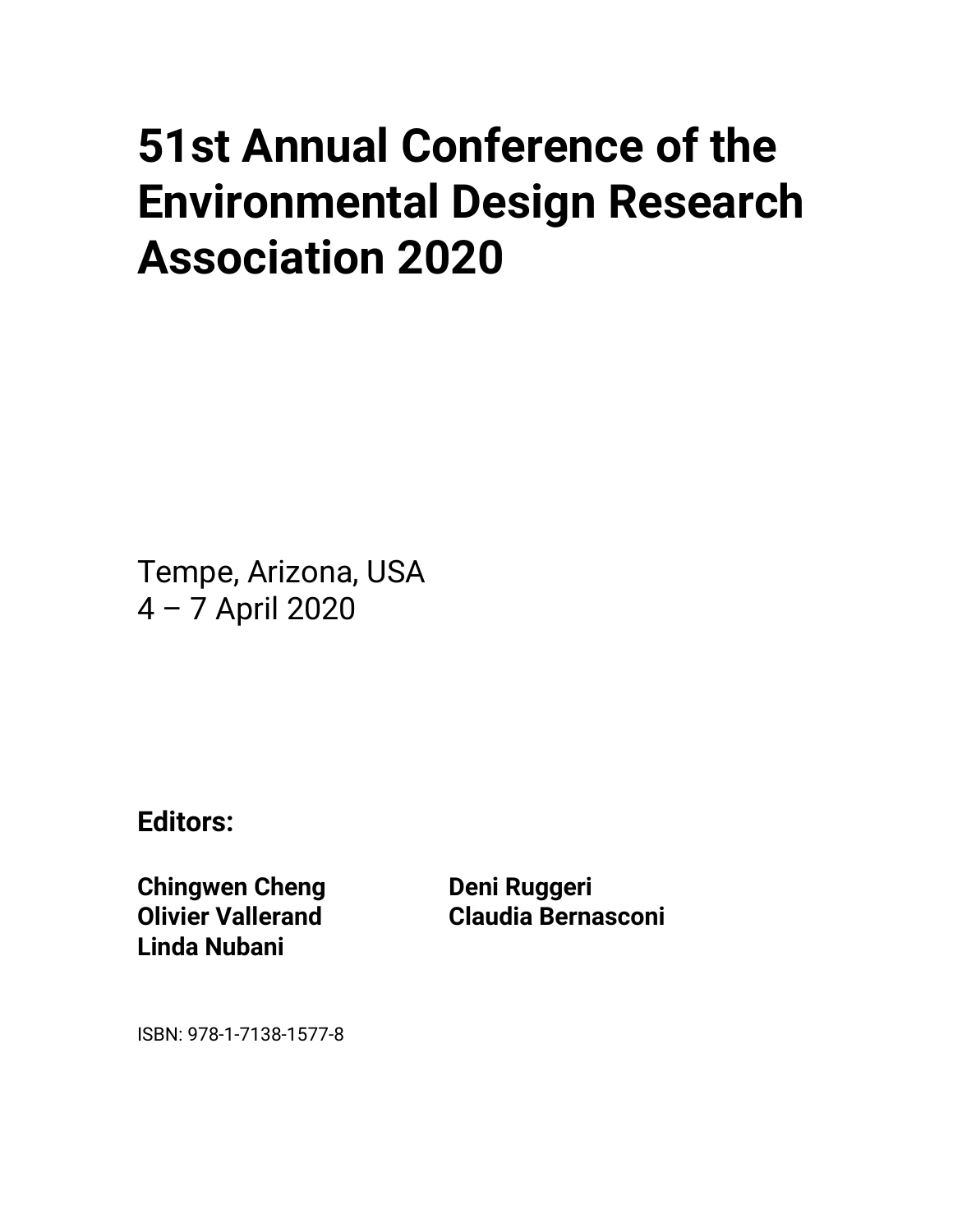# 51st Annual Conference of the Environmental Design Research Association 2020

Tempe, Arizona, USA
4 – 7 April 2020

**Editors:**

**Chingwen Cheng**
**Olivier Vallerand**
**Linda Nubani**
**Deni Ruggeri**
**Claudia Bernasconi**

ISBN: 978-1-7138-1577-8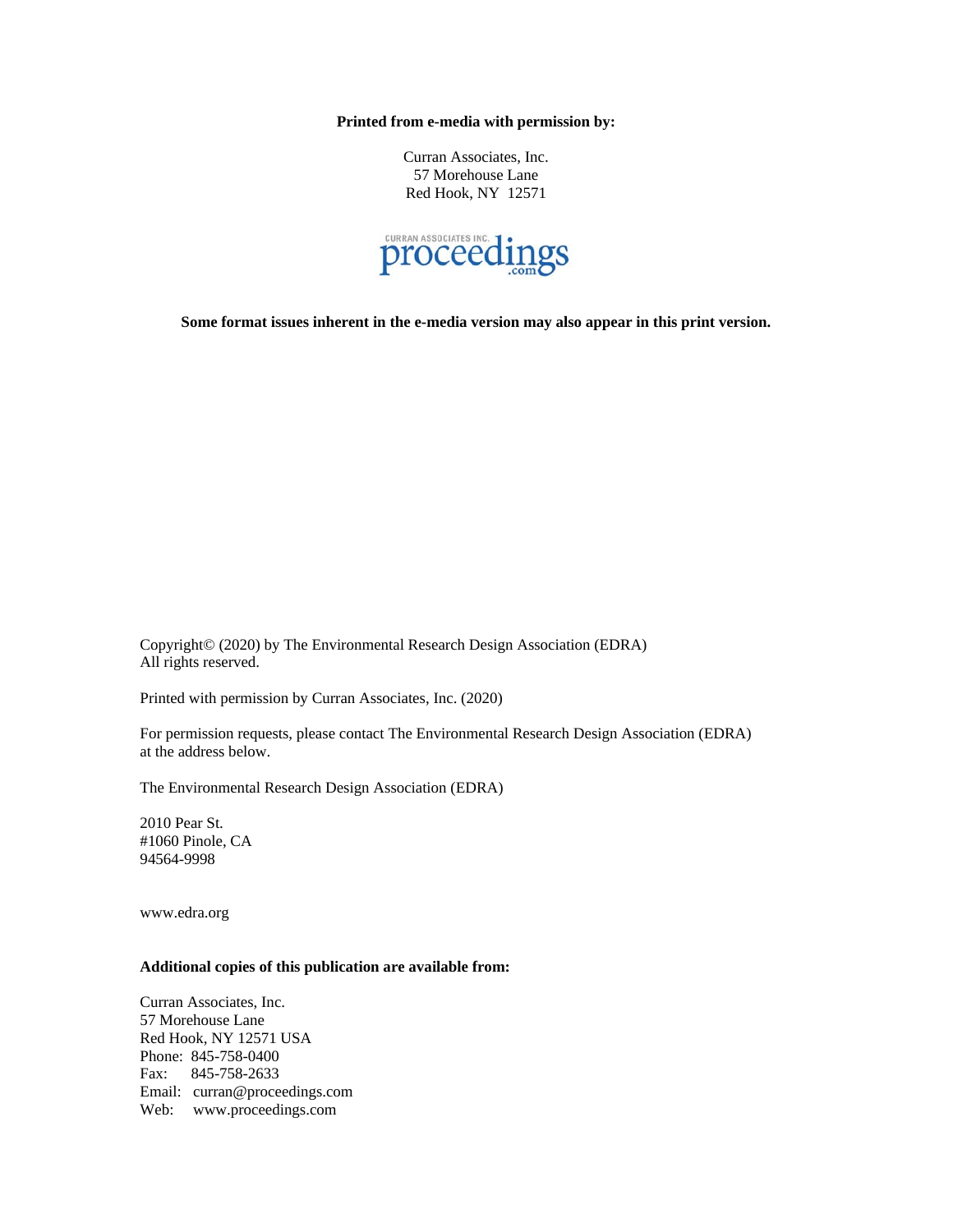**Printed from e-media with permission by:**

Curran Associates, Inc.
57 Morehouse Lane
Red Hook, NY 12571

**Some format issues inherent in the e-media version may also appear in this print version.**

Copyright© (2020) by The Environmental Research Design Association (EDRA)
All rights reserved.

Printed with permission by Curran Associates, Inc. (2020)

For permission requests, please contact The Environmental Research Design Association (EDRA) at the address below.

The Environmental Research Design Association (EDRA)

2010 Pear St.
#1060 Pinole, CA
94564-9998

www.edra.org

**Additional copies of this publication are available from:**

Curran Associates, Inc.
57 Morehouse Lane
Red Hook, NY 12571 USA
Phone: 845-758-0400
Fax: 845-758-2633
Email: curran@proceedings.com
Web: www.proceedings.com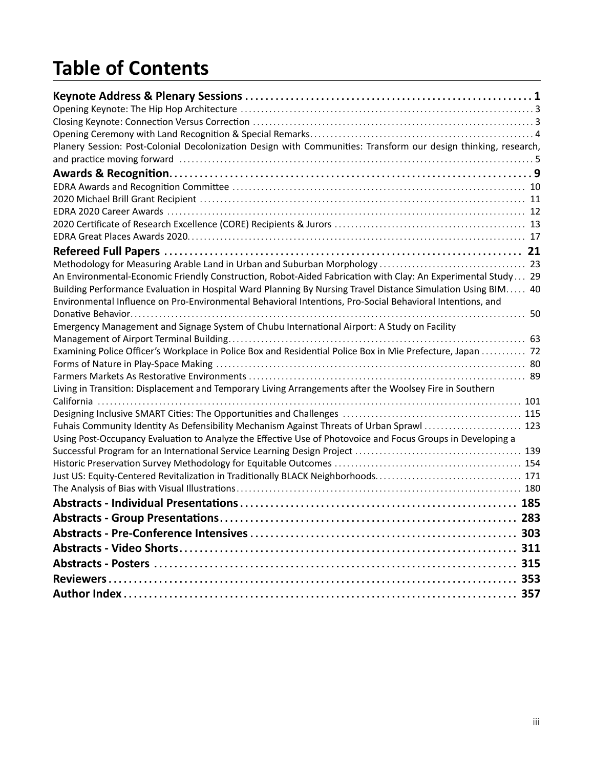# Table of Contents

**Keynote Address & Plenary Sessions** ..... **1**

Opening Keynote: The Hip Hop Architecture ..... 3

Closing Keynote: Connection Versus Correction ..... 3

Opening Ceremony with Land Recognition & Special Remarks ..... 4

Planery Session: Post-Colonial Decolonization Design with Communities: Transform our design thinking, research, and practice moving forward ..... 5

**Awards & Recognition** ..... **9**

EDRA Awards and Recognition Committee ..... 10

2020 Michael Brill Grant Recipient ..... 11

EDRA 2020 Career Awards ..... 12

2020 Certificate of Research Excellence (CORE) Recipients & Jurors ..... 13

EDRA Great Places Awards 2020 ..... 17

**Refereed Full Papers** ..... **21**

Methodology for Measuring Arable Land in Urban and Suburban Morphology ..... 23

An Environmental-Economic Friendly Construction, Robot-Aided Fabrication with Clay: An Experimental Study ..... 29

Building Performance Evaluation in Hospital Ward Planning By Nursing Travel Distance Simulation Using BIM ..... 40

Environmental Influence on Pro-Environmental Behavioral Intentions, Pro-Social Behavioral Intentions, and Donative Behavior ..... 50

Emergency Management and Signage System of Chubu International Airport: A Study on Facility Management of Airport Terminal Building ..... 63

Examining Police Officer's Workplace in Police Box and Residential Police Box in Mie Prefecture, Japan ..... 72

Forms of Nature in Play-Space Making ..... 80

Farmers Markets As Restorative Environments ..... 89

Living in Transition: Displacement and Temporary Living Arrangements after the Woolsey Fire in Southern California ..... 101

Designing Inclusive SMART Cities: The Opportunities and Challenges ..... 115

Fuhais Community Identity As Defensibility Mechanism Against Threats of Urban Sprawl ..... 123

Using Post-Occupancy Evaluation to Analyze the Effective Use of Photovoice and Focus Groups in Developing a Successful Program for an International Service Learning Design Project ..... 139

Historic Preservation Survey Methodology for Equitable Outcomes ..... 154

Just US: Equity-Centered Revitalization in Traditionally BLACK Neighborhoods ..... 171

The Analysis of Bias with Visual Illustrations ..... 180

**Abstracts - Individual Presentations** ..... **185**

**Abstracts - Group Presentations** ..... **283**

**Abstracts - Pre-Conference Intensives** ..... **303**

**Abstracts - Video Shorts** ..... **311**

**Abstracts - Posters** ..... **315**

**Reviewers** ..... **353**

**Author Index** ..... **357**